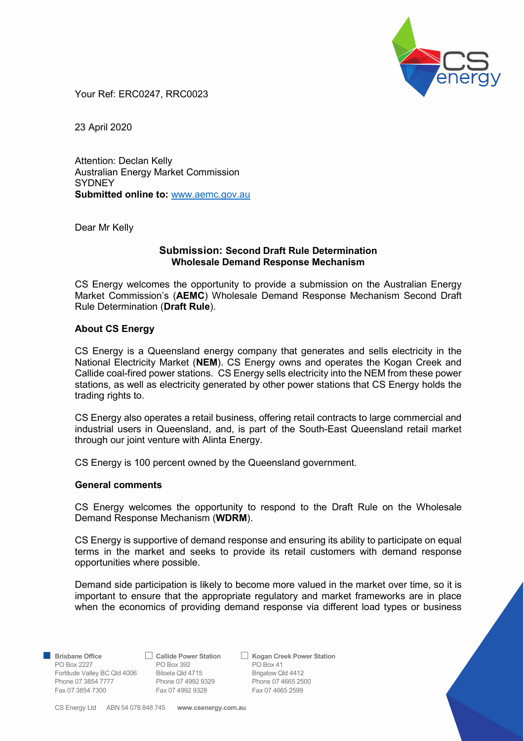Your Ref: ERC0247, RRC0023

23 April 2020

Attention: Declan Kelly
Australian Energy Market Commission
SYDNEY
**Submitted online to:** www.aemc.gov.au

Dear Mr Kelly

## Submission: Second Draft Rule Determination Wholesale Demand Response Mechanism

CS Energy welcomes the opportunity to provide a submission on the Australian Energy Market Commission's (**AEMC**) Wholesale Demand Response Mechanism Second Draft Rule Determination (**Draft Rule**).

### About CS Energy

CS Energy is a Queensland energy company that generates and sells electricity in the National Electricity Market (**NEM**). CS Energy owns and operates the Kogan Creek and Callide coal-fired power stations. CS Energy sells electricity into the NEM from these power stations, as well as electricity generated by other power stations that CS Energy holds the trading rights to.

CS Energy also operates a retail business, offering retail contracts to large commercial and industrial users in Queensland, and, is part of the South-East Queensland retail market through our joint venture with Alinta Energy.

CS Energy is 100 percent owned by the Queensland government.

### General comments

CS Energy welcomes the opportunity to respond to the Draft Rule on the Wholesale Demand Response Mechanism (**WDRM**).

CS Energy is supportive of demand response and ensuring its ability to participate on equal terms in the market and seeks to provide its retail customers with demand response opportunities where possible.

Demand side participation is likely to become more valued in the market over time, so it is important to ensure that the appropriate regulatory and market frameworks are in place when the economics of providing demand response via different load types or business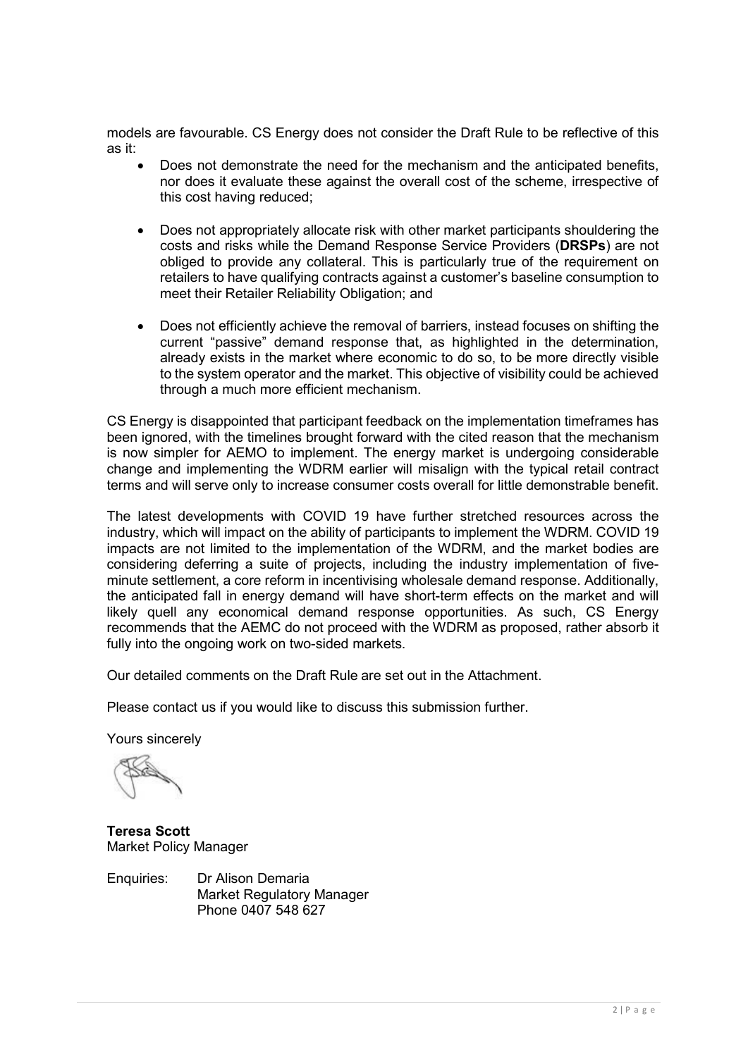models are favourable. CS Energy does not consider the Draft Rule to be reflective of this as it:

- Does not demonstrate the need for the mechanism and the anticipated benefits, nor does it evaluate these against the overall cost of the scheme, irrespective of this cost having reduced;

- Does not appropriately allocate risk with other market participants shouldering the costs and risks while the Demand Response Service Providers (**DRSPs**) are not obliged to provide any collateral. This is particularly true of the requirement on retailers to have qualifying contracts against a customer's baseline consumption to meet their Retailer Reliability Obligation; and

- Does not efficiently achieve the removal of barriers, instead focuses on shifting the current "passive" demand response that, as highlighted in the determination, already exists in the market where economic to do so, to be more directly visible to the system operator and the market. This objective of visibility could be achieved through a much more efficient mechanism.

CS Energy is disappointed that participant feedback on the implementation timeframes has been ignored, with the timelines brought forward with the cited reason that the mechanism is now simpler for AEMO to implement. The energy market is undergoing considerable change and implementing the WDRM earlier will misalign with the typical retail contract terms and will serve only to increase consumer costs overall for little demonstrable benefit.

The latest developments with COVID 19 have further stretched resources across the industry, which will impact on the ability of participants to implement the WDRM. COVID 19 impacts are not limited to the implementation of the WDRM, and the market bodies are considering deferring a suite of projects, including the industry implementation of five-minute settlement, a core reform in incentivising wholesale demand response. Additionally, the anticipated fall in energy demand will have short-term effects on the market and will likely quell any economical demand response opportunities. As such, CS Energy recommends that the AEMC do not proceed with the WDRM as proposed, rather absorb it fully into the ongoing work on two-sided markets.

Our detailed comments on the Draft Rule are set out in the Attachment.

Please contact us if you would like to discuss this submission further.

Yours sincerely

**Teresa Scott**
Market Policy Manager

Enquiries: Dr Alison Demaria
Market Regulatory Manager
Phone 0407 548 627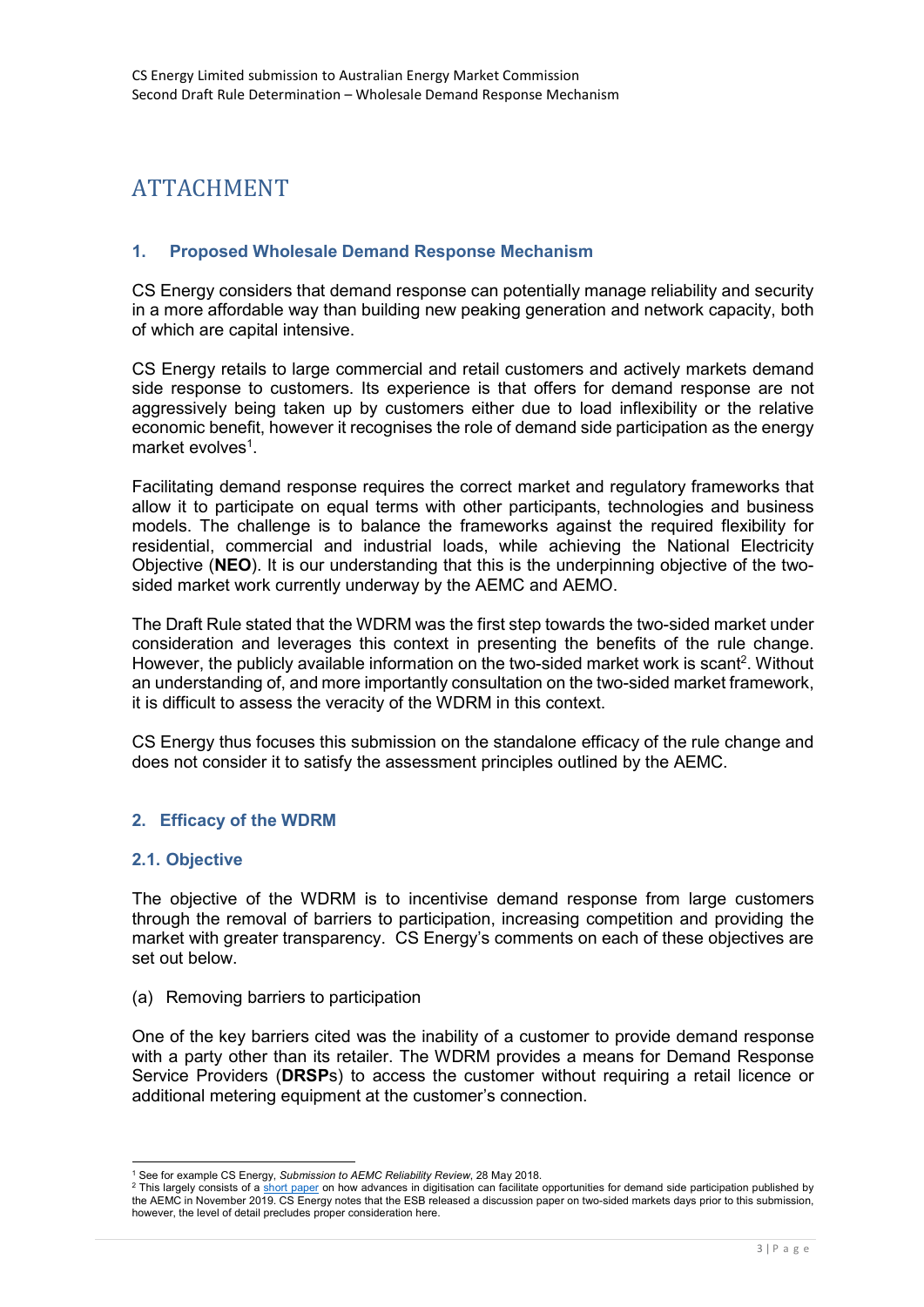# ATTACHMENT

## 1. Proposed Wholesale Demand Response Mechanism

CS Energy considers that demand response can potentially manage reliability and security in a more affordable way than building new peaking generation and network capacity, both of which are capital intensive.

CS Energy retails to large commercial and retail customers and actively markets demand side response to customers. Its experience is that offers for demand response are not aggressively being taken up by customers either due to load inflexibility or the relative economic benefit, however it recognises the role of demand side participation as the energy market evolves[1].

Facilitating demand response requires the correct market and regulatory frameworks that allow it to participate on equal terms with other participants, technologies and business models. The challenge is to balance the frameworks against the required flexibility for residential, commercial and industrial loads, while achieving the National Electricity Objective (**NEO**). It is our understanding that this is the underpinning objective of the two-sided market work currently underway by the AEMC and AEMO.

The Draft Rule stated that the WDRM was the first step towards the two-sided market under consideration and leverages this context in presenting the benefits of the rule change. However, the publicly available information on the two-sided market work is scant[2]. Without an understanding of, and more importantly consultation on the two-sided market framework, it is difficult to assess the veracity of the WDRM in this context.

CS Energy thus focuses this submission on the standalone efficacy of the rule change and does not consider it to satisfy the assessment principles outlined by the AEMC.

## 2. Efficacy of the WDRM

### 2.1. Objective

The objective of the WDRM is to incentivise demand response from large customers through the removal of barriers to participation, increasing competition and providing the market with greater transparency. CS Energy's comments on each of these objectives are set out below.

(a) Removing barriers to participation

One of the key barriers cited was the inability of a customer to provide demand response with a party other than its retailer. The WDRM provides a means for Demand Response Service Providers (**DRSP**s) to access the customer without requiring a retail licence or additional metering equipment at the customer's connection.

---

[1] See for example CS Energy, *Submission to AEMC Reliability Review*, 28 May 2018.

[2] This largely consists of a short paper on how advances in digitisation can facilitate opportunities for demand side participation published by the AEMC in November 2019. CS Energy notes that the ESB released a discussion paper on two-sided markets days prior to this submission, however, the level of detail precludes proper consideration here.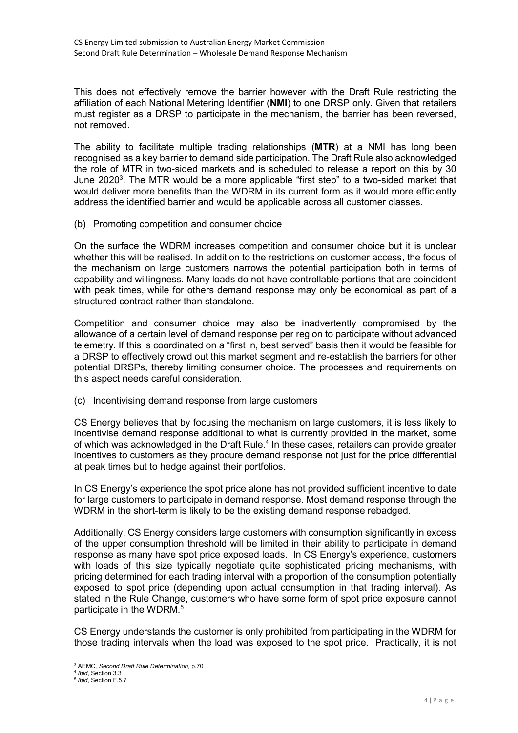This does not effectively remove the barrier however with the Draft Rule restricting the affiliation of each National Metering Identifier (**NMI**) to one DRSP only. Given that retailers must register as a DRSP to participate in the mechanism, the barrier has been reversed, not removed.

The ability to facilitate multiple trading relationships (**MTR**) at a NMI has long been recognised as a key barrier to demand side participation. The Draft Rule also acknowledged the role of MTR in two-sided markets and is scheduled to release a report on this by 30 June 2020[3]. The MTR would be a more applicable "first step" to a two-sided market that would deliver more benefits than the WDRM in its current form as it would more efficiently address the identified barrier and would be applicable across all customer classes.

(b) Promoting competition and consumer choice

On the surface the WDRM increases competition and consumer choice but it is unclear whether this will be realised. In addition to the restrictions on customer access, the focus of the mechanism on large customers narrows the potential participation both in terms of capability and willingness. Many loads do not have controllable portions that are coincident with peak times, while for others demand response may only be economical as part of a structured contract rather than standalone.

Competition and consumer choice may also be inadvertently compromised by the allowance of a certain level of demand response per region to participate without advanced telemetry. If this is coordinated on a "first in, best served" basis then it would be feasible for a DRSP to effectively crowd out this market segment and re-establish the barriers for other potential DRSPs, thereby limiting consumer choice. The processes and requirements on this aspect needs careful consideration.

(c) Incentivising demand response from large customers

CS Energy believes that by focusing the mechanism on large customers, it is less likely to incentivise demand response additional to what is currently provided in the market, some of which was acknowledged in the Draft Rule.[4] In these cases, retailers can provide greater incentives to customers as they procure demand response not just for the price differential at peak times but to hedge against their portfolios.

In CS Energy's experience the spot price alone has not provided sufficient incentive to date for large customers to participate in demand response. Most demand response through the WDRM in the short-term is likely to be the existing demand response rebadged.

Additionally, CS Energy considers large customers with consumption significantly in excess of the upper consumption threshold will be limited in their ability to participate in demand response as many have spot price exposed loads. In CS Energy's experience, customers with loads of this size typically negotiate quite sophisticated pricing mechanisms, with pricing determined for each trading interval with a proportion of the consumption potentially exposed to spot price (depending upon actual consumption in that trading interval). As stated in the Rule Change, customers who have some form of spot price exposure cannot participate in the WDRM.[5]

CS Energy understands the customer is only prohibited from participating in the WDRM for those trading intervals when the load was exposed to the spot price. Practically, it is not

[3] AEMC, *Second Draft Rule Determination*, p.70

[4] *Ibid*, Section 3.3

[5] *Ibid*, Section F.5.7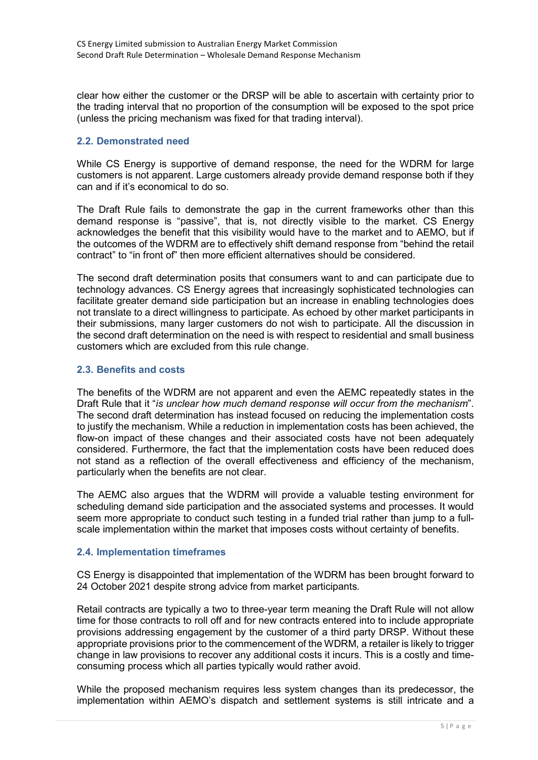clear how either the customer or the DRSP will be able to ascertain with certainty prior to the trading interval that no proportion of the consumption will be exposed to the spot price (unless the pricing mechanism was fixed for that trading interval).

### 2.2. Demonstrated need

While CS Energy is supportive of demand response, the need for the WDRM for large customers is not apparent. Large customers already provide demand response both if they can and if it's economical to do so.

The Draft Rule fails to demonstrate the gap in the current frameworks other than this demand response is "passive", that is, not directly visible to the market. CS Energy acknowledges the benefit that this visibility would have to the market and to AEMO, but if the outcomes of the WDRM are to effectively shift demand response from "behind the retail contract" to "in front of" then more efficient alternatives should be considered.

The second draft determination posits that consumers want to and can participate due to technology advances. CS Energy agrees that increasingly sophisticated technologies can facilitate greater demand side participation but an increase in enabling technologies does not translate to a direct willingness to participate. As echoed by other market participants in their submissions, many larger customers do not wish to participate. All the discussion in the second draft determination on the need is with respect to residential and small business customers which are excluded from this rule change.

### 2.3. Benefits and costs

The benefits of the WDRM are not apparent and even the AEMC repeatedly states in the Draft Rule that it "*is unclear how much demand response will occur from the mechanism*". The second draft determination has instead focused on reducing the implementation costs to justify the mechanism. While a reduction in implementation costs has been achieved, the flow-on impact of these changes and their associated costs have not been adequately considered. Furthermore, the fact that the implementation costs have been reduced does not stand as a reflection of the overall effectiveness and efficiency of the mechanism, particularly when the benefits are not clear.

The AEMC also argues that the WDRM will provide a valuable testing environment for scheduling demand side participation and the associated systems and processes. It would seem more appropriate to conduct such testing in a funded trial rather than jump to a full-scale implementation within the market that imposes costs without certainty of benefits.

### 2.4. Implementation timeframes

CS Energy is disappointed that implementation of the WDRM has been brought forward to 24 October 2021 despite strong advice from market participants.

Retail contracts are typically a two to three-year term meaning the Draft Rule will not allow time for those contracts to roll off and for new contracts entered into to include appropriate provisions addressing engagement by the customer of a third party DRSP. Without these appropriate provisions prior to the commencement of the WDRM, a retailer is likely to trigger change in law provisions to recover any additional costs it incurs. This is a costly and time-consuming process which all parties typically would rather avoid.

While the proposed mechanism requires less system changes than its predecessor, the implementation within AEMO's dispatch and settlement systems is still intricate and a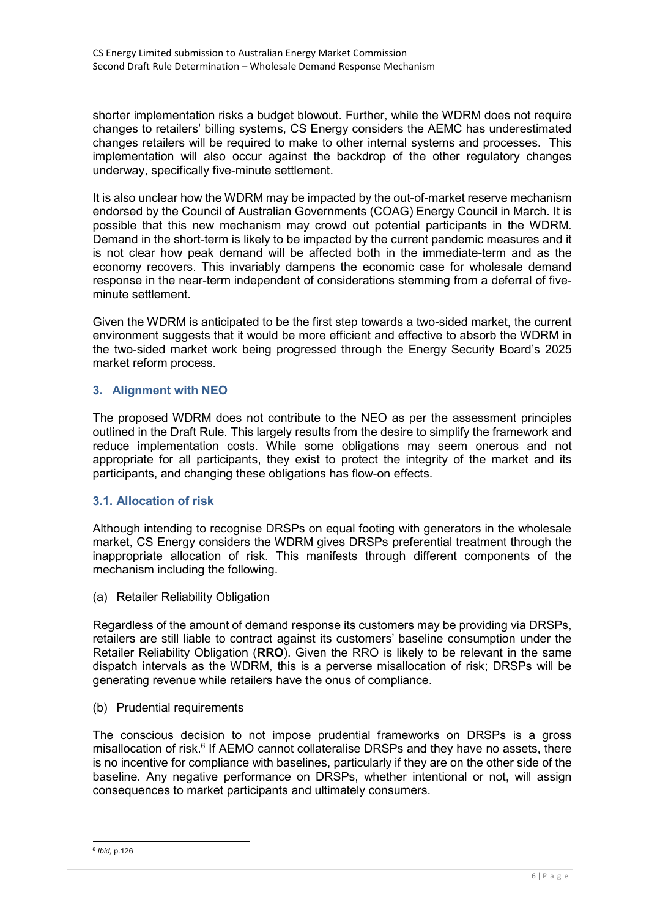shorter implementation risks a budget blowout. Further, while the WDRM does not require changes to retailers' billing systems, CS Energy considers the AEMC has underestimated changes retailers will be required to make to other internal systems and processes. This implementation will also occur against the backdrop of the other regulatory changes underway, specifically five-minute settlement.

It is also unclear how the WDRM may be impacted by the out-of-market reserve mechanism endorsed by the Council of Australian Governments (COAG) Energy Council in March. It is possible that this new mechanism may crowd out potential participants in the WDRM. Demand in the short-term is likely to be impacted by the current pandemic measures and it is not clear how peak demand will be affected both in the immediate-term and as the economy recovers. This invariably dampens the economic case for wholesale demand response in the near-term independent of considerations stemming from a deferral of five-minute settlement.

Given the WDRM is anticipated to be the first step towards a two-sided market, the current environment suggests that it would be more efficient and effective to absorb the WDRM in the two-sided market work being progressed through the Energy Security Board's 2025 market reform process.

## 3. Alignment with NEO

The proposed WDRM does not contribute to the NEO as per the assessment principles outlined in the Draft Rule. This largely results from the desire to simplify the framework and reduce implementation costs. While some obligations may seem onerous and not appropriate for all participants, they exist to protect the integrity of the market and its participants, and changing these obligations has flow-on effects.

### 3.1. Allocation of risk

Although intending to recognise DRSPs on equal footing with generators in the wholesale market, CS Energy considers the WDRM gives DRSPs preferential treatment through the inappropriate allocation of risk. This manifests through different components of the mechanism including the following.

(a) Retailer Reliability Obligation

Regardless of the amount of demand response its customers may be providing via DRSPs, retailers are still liable to contract against its customers' baseline consumption under the Retailer Reliability Obligation (**RRO**). Given the RRO is likely to be relevant in the same dispatch intervals as the WDRM, this is a perverse misallocation of risk; DRSPs will be generating revenue while retailers have the onus of compliance.

(b) Prudential requirements

The conscious decision to not impose prudential frameworks on DRSPs is a gross misallocation of risk.[6] If AEMO cannot collateralise DRSPs and they have no assets, there is no incentive for compliance with baselines, particularly if they are on the other side of the baseline. Any negative performance on DRSPs, whether intentional or not, will assign consequences to market participants and ultimately consumers.

---

[6] *Ibid*, p.126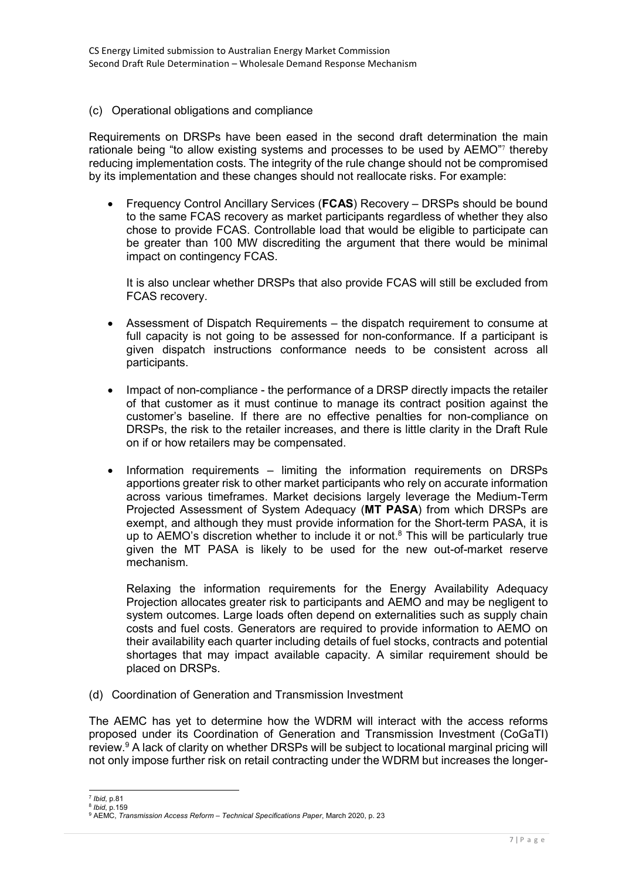(c) Operational obligations and compliance

Requirements on DRSPs have been eased in the second draft determination the main rationale being "to allow existing systems and processes to be used by AEMO"[7] thereby reducing implementation costs. The integrity of the rule change should not be compromised by its implementation and these changes should not reallocate risks. For example:

- Frequency Control Ancillary Services (**FCAS**) Recovery – DRSPs should be bound to the same FCAS recovery as market participants regardless of whether they also chose to provide FCAS. Controllable load that would be eligible to participate can be greater than 100 MW discrediting the argument that there would be minimal impact on contingency FCAS.

  It is also unclear whether DRSPs that also provide FCAS will still be excluded from FCAS recovery.

- Assessment of Dispatch Requirements – the dispatch requirement to consume at full capacity is not going to be assessed for non-conformance. If a participant is given dispatch instructions conformance needs to be consistent across all participants.

- Impact of non-compliance - the performance of a DRSP directly impacts the retailer of that customer as it must continue to manage its contract position against the customer's baseline. If there are no effective penalties for non-compliance on DRSPs, the risk to the retailer increases, and there is little clarity in the Draft Rule on if or how retailers may be compensated.

- Information requirements – limiting the information requirements on DRSPs apportions greater risk to other market participants who rely on accurate information across various timeframes. Market decisions largely leverage the Medium-Term Projected Assessment of System Adequacy (**MT PASA**) from which DRSPs are exempt, and although they must provide information for the Short-term PASA, it is up to AEMO's discretion whether to include it or not.[8] This will be particularly true given the MT PASA is likely to be used for the new out-of-market reserve mechanism.

  Relaxing the information requirements for the Energy Availability Adequacy Projection allocates greater risk to participants and AEMO and may be negligent to system outcomes. Large loads often depend on externalities such as supply chain costs and fuel costs. Generators are required to provide information to AEMO on their availability each quarter including details of fuel stocks, contracts and potential shortages that may impact available capacity. A similar requirement should be placed on DRSPs.

(d) Coordination of Generation and Transmission Investment

The AEMC has yet to determine how the WDRM will interact with the access reforms proposed under its Coordination of Generation and Transmission Investment (CoGaTI) review.[9] A lack of clarity on whether DRSPs will be subject to locational marginal pricing will not only impose further risk on retail contracting under the WDRM but increases the longer-

[7] *Ibid*, p.81
[8] *Ibid*, p.159
[9] AEMC, *Transmission Access Reform – Technical Specifications Paper*, March 2020, p. 23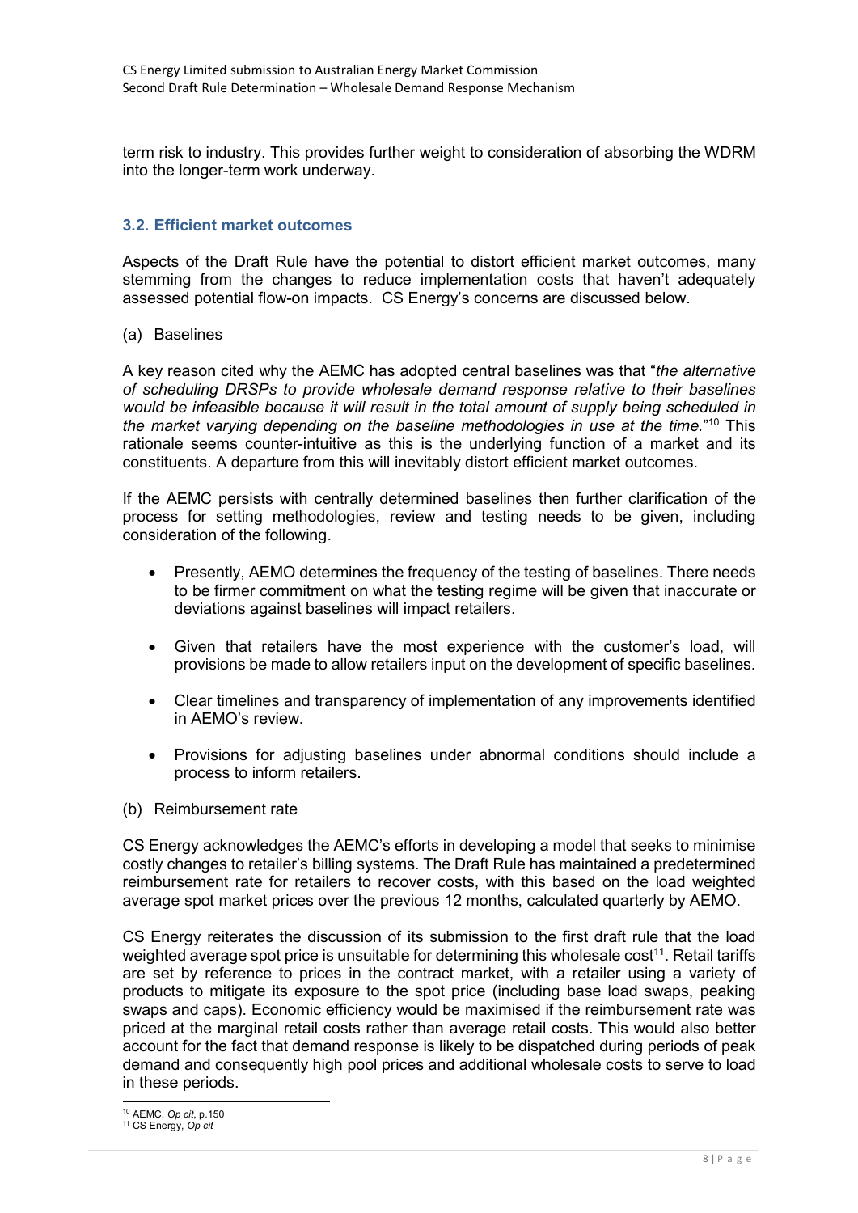term risk to industry. This provides further weight to consideration of absorbing the WDRM into the longer-term work underway.

### 3.2. Efficient market outcomes

Aspects of the Draft Rule have the potential to distort efficient market outcomes, many stemming from the changes to reduce implementation costs that haven't adequately assessed potential flow-on impacts. CS Energy's concerns are discussed below.

(a) Baselines

A key reason cited why the AEMC has adopted central baselines was that "*the alternative of scheduling DRSPs to provide wholesale demand response relative to their baselines would be infeasible because it will result in the total amount of supply being scheduled in the market varying depending on the baseline methodologies in use at the time.*"[10] This rationale seems counter-intuitive as this is the underlying function of a market and its constituents. A departure from this will inevitably distort efficient market outcomes.

If the AEMC persists with centrally determined baselines then further clarification of the process for setting methodologies, review and testing needs to be given, including consideration of the following.

- Presently, AEMO determines the frequency of the testing of baselines. There needs to be firmer commitment on what the testing regime will be given that inaccurate or deviations against baselines will impact retailers.
- Given that retailers have the most experience with the customer's load, will provisions be made to allow retailers input on the development of specific baselines.
- Clear timelines and transparency of implementation of any improvements identified in AEMO's review.
- Provisions for adjusting baselines under abnormal conditions should include a process to inform retailers.

(b) Reimbursement rate

CS Energy acknowledges the AEMC's efforts in developing a model that seeks to minimise costly changes to retailer's billing systems. The Draft Rule has maintained a predetermined reimbursement rate for retailers to recover costs, with this based on the load weighted average spot market prices over the previous 12 months, calculated quarterly by AEMO.

CS Energy reiterates the discussion of its submission to the first draft rule that the load weighted average spot price is unsuitable for determining this wholesale cost[11]. Retail tariffs are set by reference to prices in the contract market, with a retailer using a variety of products to mitigate its exposure to the spot price (including base load swaps, peaking swaps and caps). Economic efficiency would be maximised if the reimbursement rate was priced at the marginal retail costs rather than average retail costs. This would also better account for the fact that demand response is likely to be dispatched during periods of peak demand and consequently high pool prices and additional wholesale costs to serve to load in these periods.

[10] AEMC, *Op cit*, p.150

[11] CS Energy, *Op cit*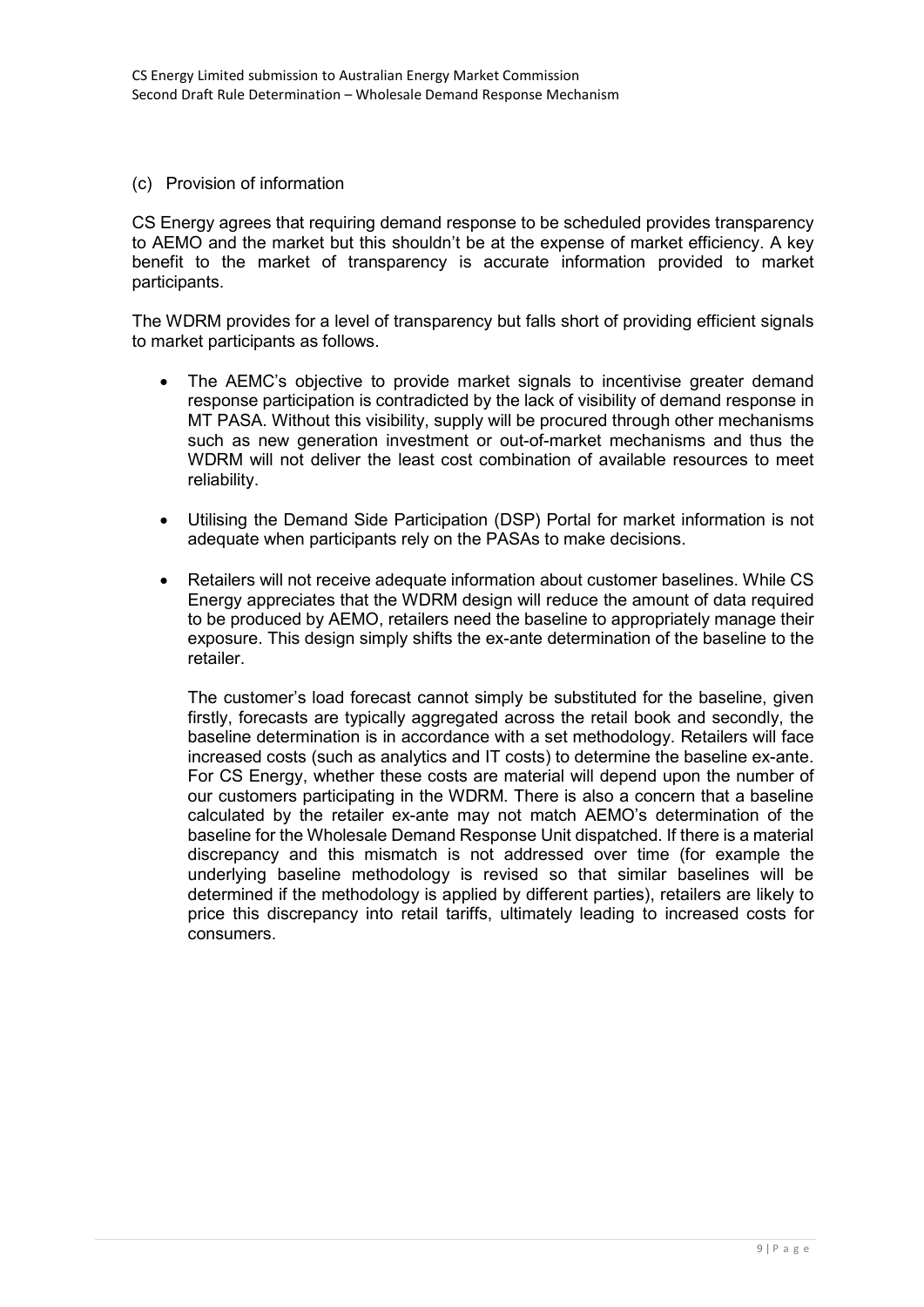(c) Provision of information

CS Energy agrees that requiring demand response to be scheduled provides transparency to AEMO and the market but this shouldn't be at the expense of market efficiency. A key benefit to the market of transparency is accurate information provided to market participants.

The WDRM provides for a level of transparency but falls short of providing efficient signals to market participants as follows.

- The AEMC's objective to provide market signals to incentivise greater demand response participation is contradicted by the lack of visibility of demand response in MT PASA. Without this visibility, supply will be procured through other mechanisms such as new generation investment or out-of-market mechanisms and thus the WDRM will not deliver the least cost combination of available resources to meet reliability.
- Utilising the Demand Side Participation (DSP) Portal for market information is not adequate when participants rely on the PASAs to make decisions.
- Retailers will not receive adequate information about customer baselines. While CS Energy appreciates that the WDRM design will reduce the amount of data required to be produced by AEMO, retailers need the baseline to appropriately manage their exposure. This design simply shifts the ex-ante determination of the baseline to the retailer.

  The customer's load forecast cannot simply be substituted for the baseline, given firstly, forecasts are typically aggregated across the retail book and secondly, the baseline determination is in accordance with a set methodology. Retailers will face increased costs (such as analytics and IT costs) to determine the baseline ex-ante. For CS Energy, whether these costs are material will depend upon the number of our customers participating in the WDRM. There is also a concern that a baseline calculated by the retailer ex-ante may not match AEMO's determination of the baseline for the Wholesale Demand Response Unit dispatched. If there is a material discrepancy and this mismatch is not addressed over time (for example the underlying baseline methodology is revised so that similar baselines will be determined if the methodology is applied by different parties), retailers are likely to price this discrepancy into retail tariffs, ultimately leading to increased costs for consumers.